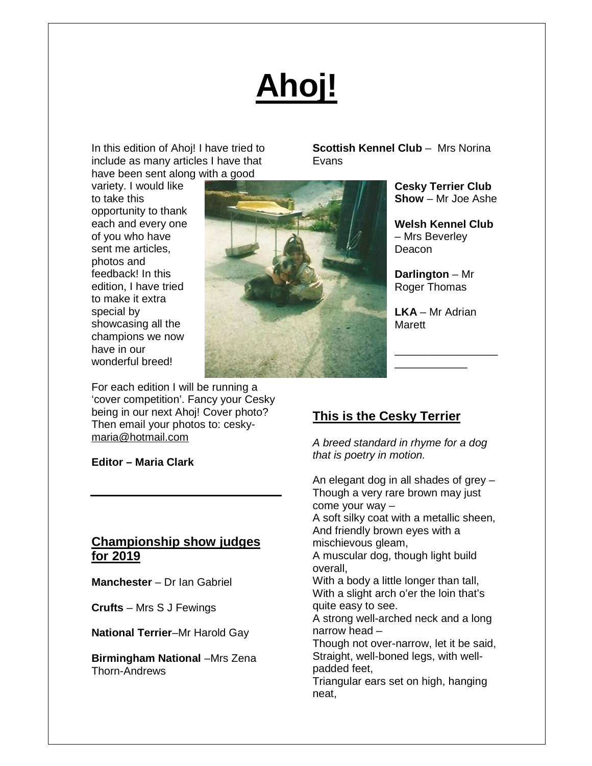# Ahoj!

In this edition of Ahoj! I have tried to include as many articles I have that have been sent along with a good variety. I would like to take this opportunity to thank each and every one of you who have sent me articles, photos and feedback! In this edition, I have tried to make it extra special by showcasing all the champions we now have in our wonderful breed!

For each edition I will be running a 'cover competition'. Fancy your Cesky being in our next Ahoj! Cover photo? Then email your photos to: cesky-maria@hotmail.com

**Editor – Maria Clark**

---

## Championship show judges for 2019

**Manchester** – Dr Ian Gabriel

**Crufts** – Mrs S J Fewings

**National Terrier**–Mr Harold Gay

**Birmingham National** –Mrs Zena Thorn-Andrews

**Scottish Kennel Club** – Mrs Norina Evans

**Cesky Terrier Club Show** – Mr Joe Ashe

**Welsh Kennel Club** – Mrs Beverley Deacon

**Darlington** – Mr Roger Thomas

**LKA** – Mr Adrian Marett

---

## This is the Cesky Terrier

*A breed standard in rhyme for a dog that is poetry in motion.*

An elegant dog in all shades of grey –
Though a very rare brown may just come your way –
A soft silky coat with a metallic sheen,
And friendly brown eyes with a mischievous gleam,
A muscular dog, though light build overall,
With a body a little longer than tall,
With a slight arch o'er the loin that's quite easy to see.
A strong well-arched neck and a long narrow head –
Though not over-narrow, let it be said,
Straight, well-boned legs, with well-padded feet,
Triangular ears set on high, hanging neat,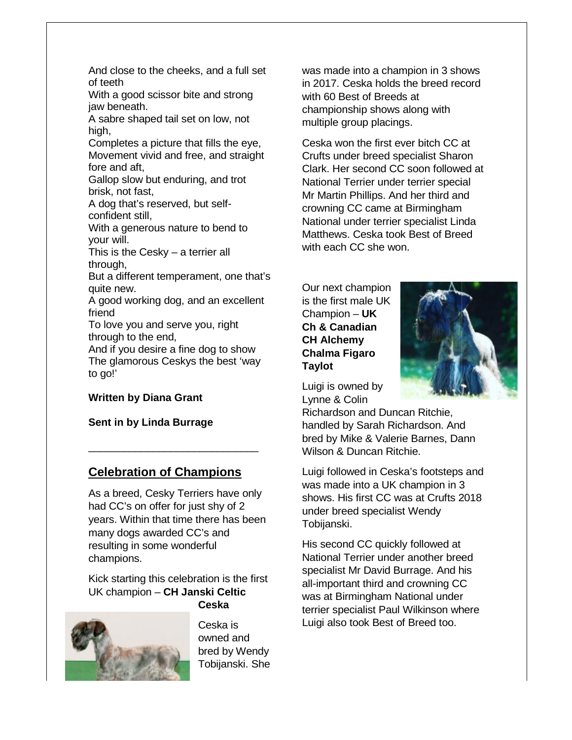And close to the cheeks, and a full set of teeth
With a good scissor bite and strong jaw beneath.
A sabre shaped tail set on low, not high,
Completes a picture that fills the eye,
Movement vivid and free, and straight fore and aft,
Gallop slow but enduring, and trot brisk, not fast,
A dog that's reserved, but self-confident still,
With a generous nature to bend to your will.
This is the Cesky – a terrier all through,
But a different temperament, one that's quite new.
A good working dog, and an excellent friend
To love you and serve you, right through to the end,
And if you desire a fine dog to show
The glamorous Ceskys the best 'way to go!'

**Written by Diana Grant**

**Sent in by Linda Burrage**

---

## Celebration of Champions

As a breed, Cesky Terriers have only had CC's on offer for just shy of 2 years. Within that time there has been many dogs awarded CC's and resulting in some wonderful champions.

Kick starting this celebration is the first UK champion – **CH Janski Celtic Ceska**

Ceska is owned and bred by Wendy Tobijanski. She was made into a champion in 3 shows in 2017. Ceska holds the breed record with 60 Best of Breeds at championship shows along with multiple group placings.

Ceska won the first ever bitch CC at Crufts under breed specialist Sharon Clark. Her second CC soon followed at National Terrier under terrier special Mr Martin Phillips. And her third and crowning CC came at Birmingham National under terrier specialist Linda Matthews. Ceska took Best of Breed with each CC she won.

Our next champion is the first male UK Champion – **UK Ch & Canadian CH Alchemy Chalma Figaro Taylot**

Luigi is owned by Lynne & Colin Richardson and Duncan Ritchie, handled by Sarah Richardson. And bred by Mike & Valerie Barnes, Dann Wilson & Duncan Ritchie.

Luigi followed in Ceska's footsteps and was made into a UK champion in 3 shows. His first CC was at Crufts 2018 under breed specialist Wendy Tobijanski.

His second CC quickly followed at National Terrier under another breed specialist Mr David Burrage. And his all-important third and crowning CC was at Birmingham National under terrier specialist Paul Wilkinson where Luigi also took Best of Breed too.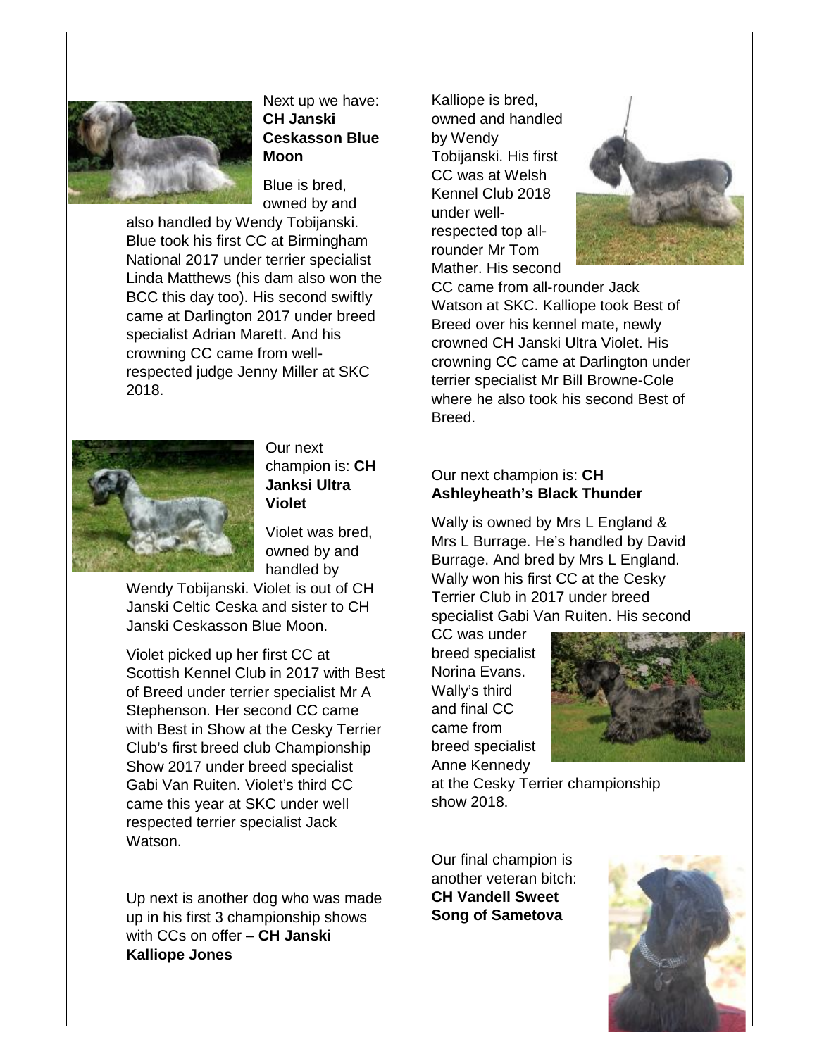Next up we have: **CH Janski Ceskasson Blue Moon**

Blue is bred, owned by and also handled by Wendy Tobijanski. Blue took his first CC at Birmingham National 2017 under terrier specialist Linda Matthews (his dam also won the BCC this day too). His second swiftly came at Darlington 2017 under breed specialist Adrian Marett. And his crowning CC came from well-respected judge Jenny Miller at SKC 2018.

Our next champion is: **CH Janksi Ultra Violet**

Violet was bred, owned by and handled by Wendy Tobijanski. Violet is out of CH Janski Celtic Ceska and sister to CH Janski Ceskasson Blue Moon.

Violet picked up her first CC at Scottish Kennel Club in 2017 with Best of Breed under terrier specialist Mr A Stephenson. Her second CC came with Best in Show at the Cesky Terrier Club's first breed club Championship Show 2017 under breed specialist Gabi Van Ruiten. Violet's third CC came this year at SKC under well respected terrier specialist Jack Watson.

Up next is another dog who was made up in his first 3 championship shows with CCs on offer – **CH Janski Kalliope Jones**

Kalliope is bred, owned and handled by Wendy Tobijanski. His first CC was at Welsh Kennel Club 2018 under well-respected top all-rounder Mr Tom Mather. His second CC came from all-rounder Jack Watson at SKC. Kalliope took Best of Breed over his kennel mate, newly crowned CH Janski Ultra Violet. His crowning CC came at Darlington under terrier specialist Mr Bill Browne-Cole where he also took his second Best of Breed.

Our next champion is: **CH Ashleyheath's Black Thunder**

Wally is owned by Mrs L England & Mrs L Burrage. He's handled by David Burrage. And bred by Mrs L England. Wally won his first CC at the Cesky Terrier Club in 2017 under breed specialist Gabi Van Ruiten. His second CC was under breed specialist Norina Evans. Wally's third and final CC came from breed specialist Anne Kennedy at the Cesky Terrier championship show 2018.

Our final champion is another veteran bitch: **CH Vandell Sweet Song of Sametova**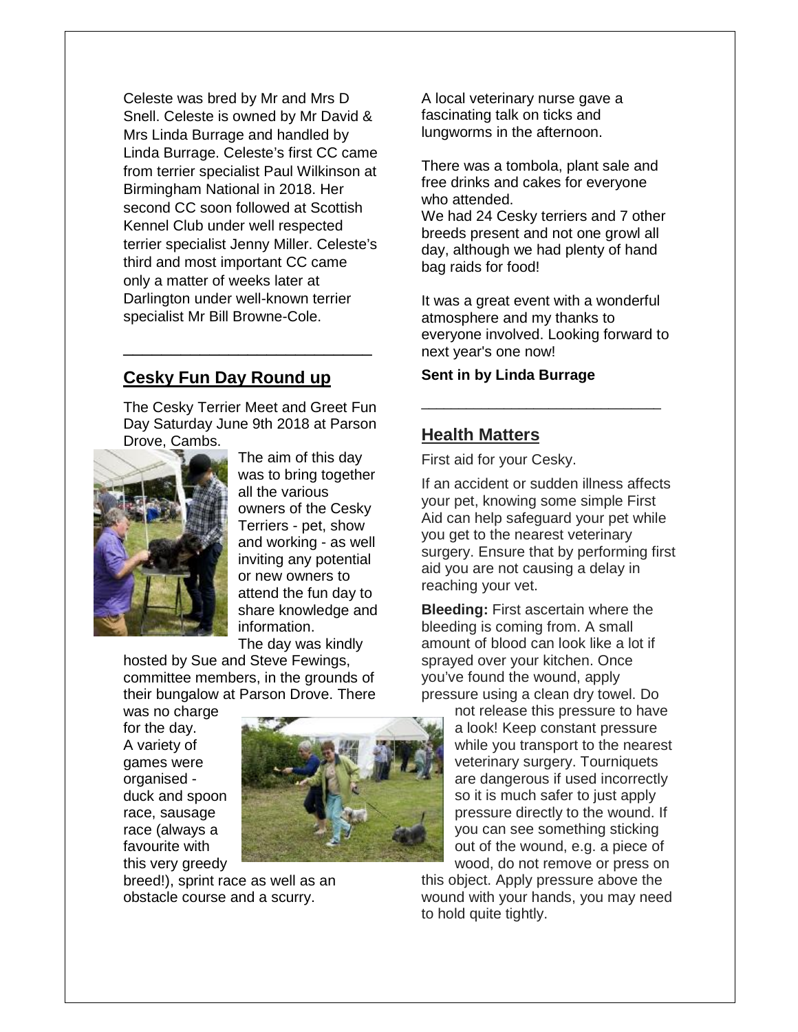Celeste was bred by Mr and Mrs D Snell. Celeste is owned by Mr David & Mrs Linda Burrage and handled by Linda Burrage. Celeste's first CC came from terrier specialist Paul Wilkinson at Birmingham National in 2018. Her second CC soon followed at Scottish Kennel Club under well respected terrier specialist Jenny Miller. Celeste's third and most important CC came only a matter of weeks later at Darlington under well-known terrier specialist Mr Bill Browne-Cole.

---

## Cesky Fun Day Round up

The Cesky Terrier Meet and Greet Fun Day Saturday June 9th 2018 at Parson Drove, Cambs.

The aim of this day was to bring together all the various owners of the Cesky Terriers - pet, show and working - as well inviting any potential or new owners to attend the fun day to share knowledge and information.

The day was kindly hosted by Sue and Steve Fewings, committee members, in the grounds of their bungalow at Parson Drove. There was no charge for the day.

A variety of games were organised - duck and spoon race, sausage race (always a favourite with this very greedy breed!), sprint race as well as an obstacle course and a scurry.

A local veterinary nurse gave a fascinating talk on ticks and lungworms in the afternoon.

There was a tombola, plant sale and free drinks and cakes for everyone who attended.

We had 24 Cesky terriers and 7 other breeds present and not one growl all day, although we had plenty of hand bag raids for food!

It was a great event with a wonderful atmosphere and my thanks to everyone involved. Looking forward to next year's one now!

**Sent in by Linda Burrage**

---

## Health Matters

First aid for your Cesky.

If an accident or sudden illness affects your pet, knowing some simple First Aid can help safeguard your pet while you get to the nearest veterinary surgery. Ensure that by performing first aid you are not causing a delay in reaching your vet.

**Bleeding:** First ascertain where the bleeding is coming from. A small amount of blood can look like a lot if sprayed over your kitchen. Once you've found the wound, apply pressure using a clean dry towel. Do not release this pressure to have a look! Keep constant pressure while you transport to the nearest veterinary surgery. Tourniquets are dangerous if used incorrectly so it is much safer to just apply pressure directly to the wound. If you can see something sticking out of the wound, e.g. a piece of wood, do not remove or press on this object. Apply pressure above the wound with your hands, you may need to hold quite tightly.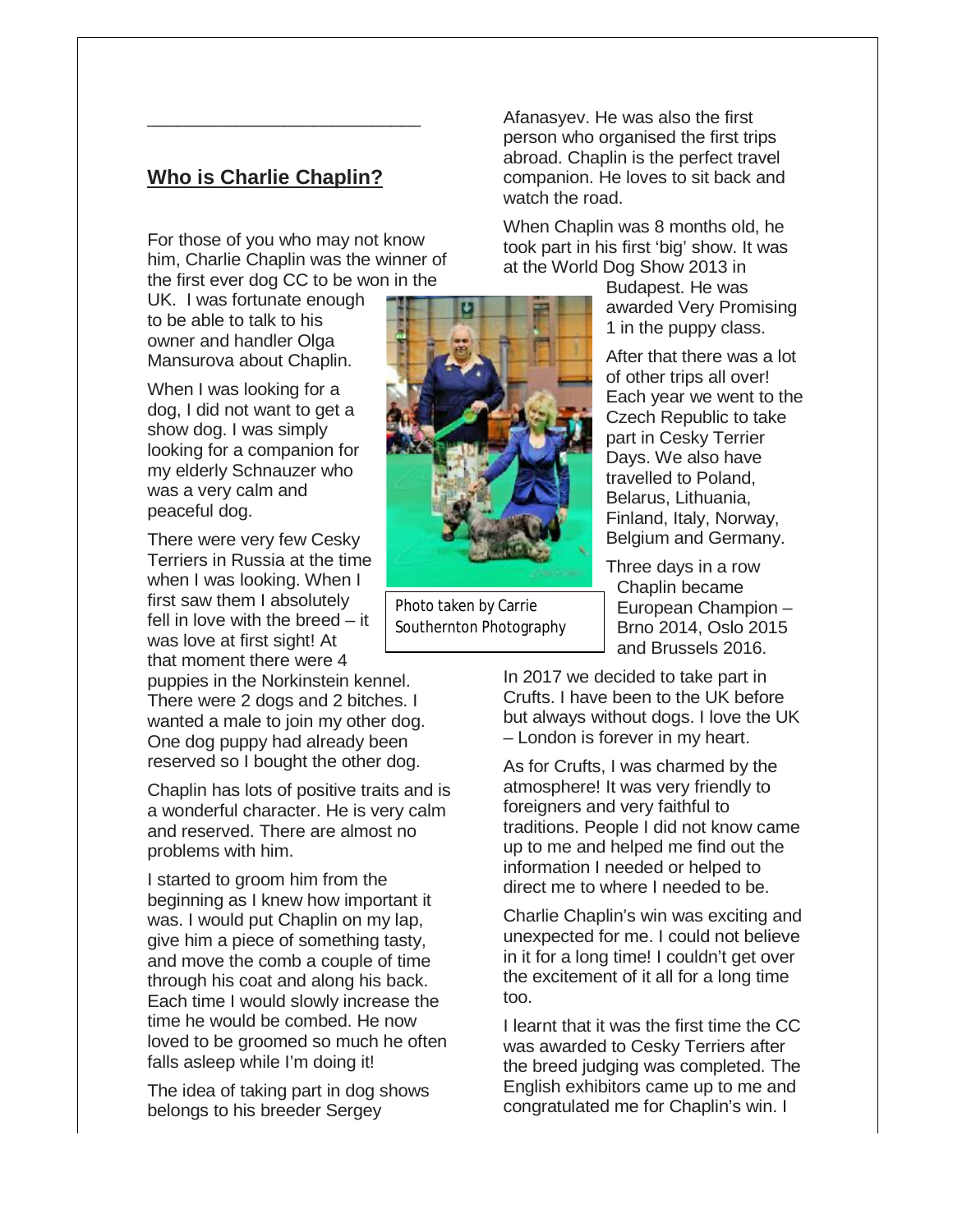## Who is Charlie Chaplin?

For those of you who may not know him, Charlie Chaplin was the winner of the first ever dog CC to be won in the UK. I was fortunate enough to be able to talk to his owner and handler Olga Mansurova about Chaplin.

When I was looking for a dog, I did not want to get a show dog. I was simply looking for a companion for my elderly Schnauzer who was a very calm and peaceful dog.

There were very few Cesky Terriers in Russia at the time when I was looking. When I first saw them I absolutely fell in love with the breed – it was love at first sight! At that moment there were 4 puppies in the Norkinstein kennel. There were 2 dogs and 2 bitches. I wanted a male to join my other dog. One dog puppy had already been reserved so I bought the other dog.

Chaplin has lots of positive traits and is a wonderful character. He is very calm and reserved. There are almost no problems with him.

I started to groom him from the beginning as I knew how important it was. I would put Chaplin on my lap, give him a piece of something tasty, and move the comb a couple of time through his coat and along his back. Each time I would slowly increase the time he would be combed. He now loved to be groomed so much he often falls asleep while I'm doing it!

The idea of taking part in dog shows belongs to his breeder Sergey Afanasyev. He was also the first person who organised the first trips abroad. Chaplin is the perfect travel companion. He loves to sit back and watch the road.

Photo taken by Carrie Southernton Photography

When Chaplin was 8 months old, he took part in his first 'big' show. It was at the World Dog Show 2013 in Budapest. He was awarded Very Promising 1 in the puppy class.

After that there was a lot of other trips all over! Each year we went to the Czech Republic to take part in Cesky Terrier Days. We also have travelled to Poland, Belarus, Lithuania, Finland, Italy, Norway, Belgium and Germany.

Three days in a row Chaplin became European Champion – Brno 2014, Oslo 2015 and Brussels 2016.

In 2017 we decided to take part in Crufts. I have been to the UK before but always without dogs. I love the UK – London is forever in my heart.

As for Crufts, I was charmed by the atmosphere! It was very friendly to foreigners and very faithful to traditions. People I did not know came up to me and helped me find out the information I needed or helped to direct me to where I needed to be.

Charlie Chaplin's win was exciting and unexpected for me. I could not believe in it for a long time! I couldn't get over the excitement of it all for a long time too.

I learnt that it was the first time the CC was awarded to Cesky Terriers after the breed judging was completed. The English exhibitors came up to me and congratulated me for Chaplin's win. I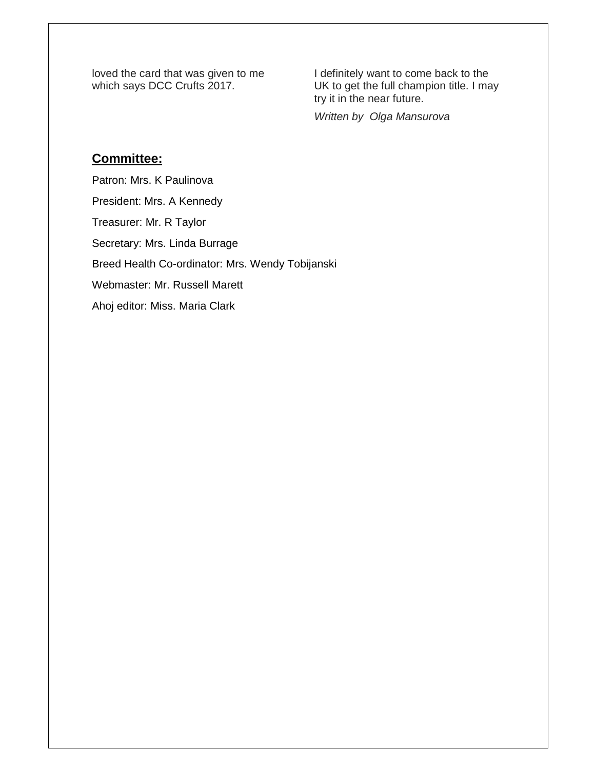loved the card that was given to me which says DCC Crufts 2017.

I definitely want to come back to the UK to get the full champion title. I may try it in the near future.

*Written by  Olga Mansurova*

## **Committee:**

Patron: Mrs. K Paulinova

President: Mrs. A Kennedy

Treasurer: Mr. R Taylor

Secretary: Mrs. Linda Burrage

Breed Health Co-ordinator: Mrs. Wendy Tobijanski

Webmaster: Mr. Russell Marett

Ahoj editor: Miss. Maria Clark